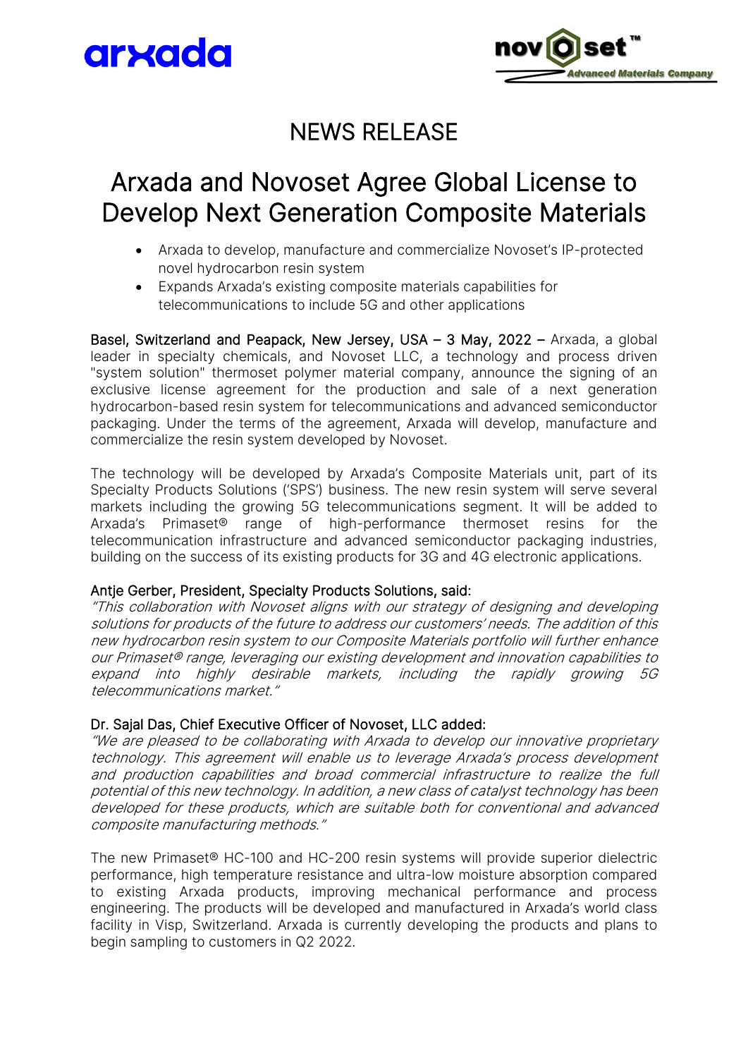# NEWS RELEASE

# Arxada and Novoset Agree Global License to Develop Next Generation Composite Materials

- Arxada to develop, manufacture and commercialize Novoset's IP-protected novel hydrocarbon resin system
- Expands Arxada's existing composite materials capabilities for telecommunications to include 5G and other applications

Basel, Switzerland and Peapack, New Jersey, USA – 3 May, 2022 – Arxada, a global leader in specialty chemicals, and Novoset LLC, a technology and process driven "system solution" thermoset polymer material company, announce the signing of an exclusive license agreement for the production and sale of a next generation hydrocarbon-based resin system for telecommunications and advanced semiconductor packaging. Under the terms of the agreement, Arxada will develop, manufacture and commercialize the resin system developed by Novoset.

The technology will be developed by Arxada's Composite Materials unit, part of its Specialty Products Solutions ('SPS') business. The new resin system will serve several markets including the growing 5G telecommunications segment. It will be added to Arxada's Primaset® range of high-performance thermoset resins for the telecommunication infrastructure and advanced semiconductor packaging industries, building on the success of its existing products for 3G and 4G electronic applications.

Antje Gerber, President, Specialty Products Solutions, said:

*"This collaboration with Novoset aligns with our strategy of designing and developing solutions for products of the future to address our customers' needs. The addition of this new hydrocarbon resin system to our Composite Materials portfolio will further enhance our Primaset® range, leveraging our existing development and innovation capabilities to expand into highly desirable markets, including the rapidly growing 5G telecommunications market."*

Dr. Sajal Das, Chief Executive Officer of Novoset, LLC added:

*"We are pleased to be collaborating with Arxada to develop our innovative proprietary technology. This agreement will enable us to leverage Arxada's process development and production capabilities and broad commercial infrastructure to realize the full potential of this new technology. In addition, a new class of catalyst technology has been developed for these products, which are suitable both for conventional and advanced composite manufacturing methods."*

The new Primaset® HC-100 and HC-200 resin systems will provide superior dielectric performance, high temperature resistance and ultra-low moisture absorption compared to existing Arxada products, improving mechanical performance and process engineering. The products will be developed and manufactured in Arxada's world class facility in Visp, Switzerland. Arxada is currently developing the products and plans to begin sampling to customers in Q2 2022.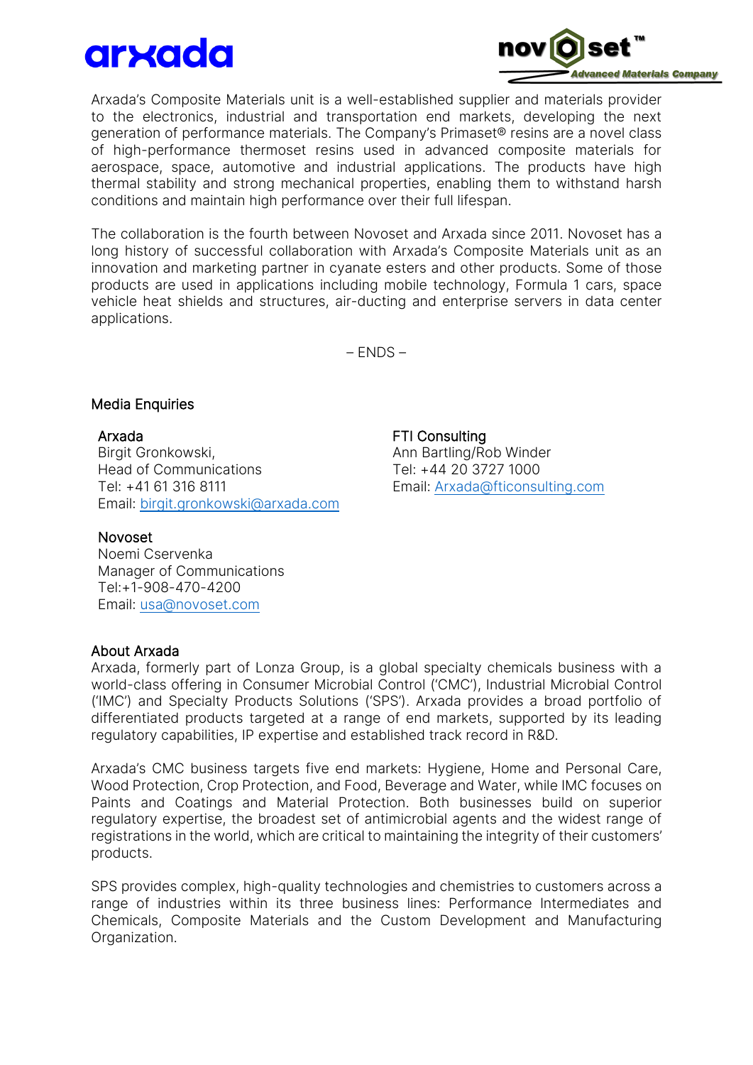Arxada's Composite Materials unit is a well-established supplier and materials provider to the electronics, industrial and transportation end markets, developing the next generation of performance materials. The Company's Primaset® resins are a novel class of high-performance thermoset resins used in advanced composite materials for aerospace, space, automotive and industrial applications. The products have high thermal stability and strong mechanical properties, enabling them to withstand harsh conditions and maintain high performance over their full lifespan.

The collaboration is the fourth between Novoset and Arxada since 2011. Novoset has a long history of successful collaboration with Arxada's Composite Materials unit as an innovation and marketing partner in cyanate esters and other products. Some of those products are used in applications including mobile technology, Formula 1 cars, space vehicle heat shields and structures, air-ducting and enterprise servers in data center applications.

– ENDS –

## Media Enquiries

**Arxada**
Birgit Gronkowski,
Head of Communications
Tel: +41 61 316 8111
Email: birgit.gronkowski@arxada.com

**FTI Consulting**
Ann Bartling/Rob Winder
Tel: +44 20 3727 1000
Email: Arxada@fticonsulting.com

**Novoset**
Noemi Cservenka
Manager of Communications
Tel:+1-908-470-4200
Email: usa@novoset.com

## About Arxada

Arxada, formerly part of Lonza Group, is a global specialty chemicals business with a world-class offering in Consumer Microbial Control ('CMC'), Industrial Microbial Control ('IMC') and Specialty Products Solutions ('SPS'). Arxada provides a broad portfolio of differentiated products targeted at a range of end markets, supported by its leading regulatory capabilities, IP expertise and established track record in R&D.

Arxada's CMC business targets five end markets: Hygiene, Home and Personal Care, Wood Protection, Crop Protection, and Food, Beverage and Water, while IMC focuses on Paints and Coatings and Material Protection. Both businesses build on superior regulatory expertise, the broadest set of antimicrobial agents and the widest range of registrations in the world, which are critical to maintaining the integrity of their customers' products.

SPS provides complex, high-quality technologies and chemistries to customers across a range of industries within its three business lines: Performance Intermediates and Chemicals, Composite Materials and the Custom Development and Manufacturing Organization.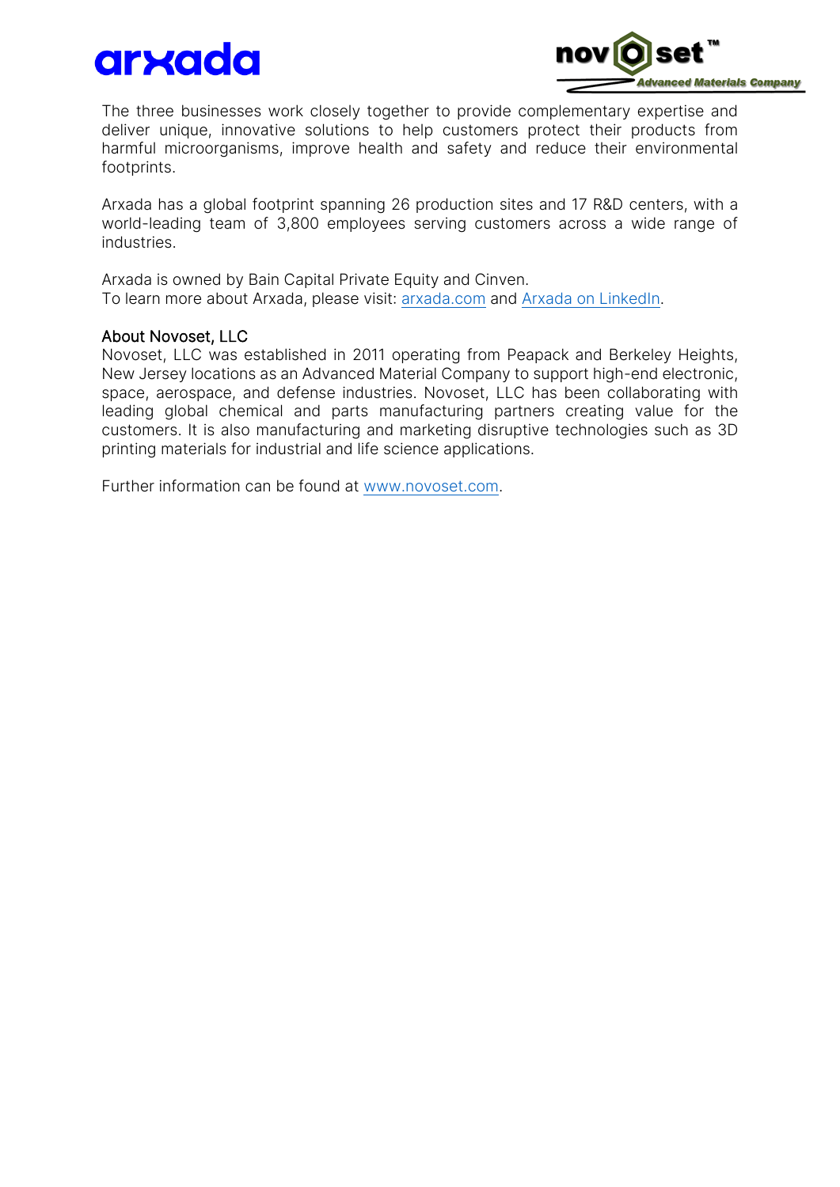The three businesses work closely together to provide complementary expertise and deliver unique, innovative solutions to help customers protect their products from harmful microorganisms, improve health and safety and reduce their environmental footprints.

Arxada has a global footprint spanning 26 production sites and 17 R&D centers, with a world-leading team of 3,800 employees serving customers across a wide range of industries.

Arxada is owned by Bain Capital Private Equity and Cinven.
To learn more about Arxada, please visit: arxada.com and Arxada on LinkedIn.

## About Novoset, LLC

Novoset, LLC was established in 2011 operating from Peapack and Berkeley Heights, New Jersey locations as an Advanced Material Company to support high-end electronic, space, aerospace, and defense industries. Novoset, LLC has been collaborating with leading global chemical and parts manufacturing partners creating value for the customers. It is also manufacturing and marketing disruptive technologies such as 3D printing materials for industrial and life science applications.

Further information can be found at www.novoset.com.